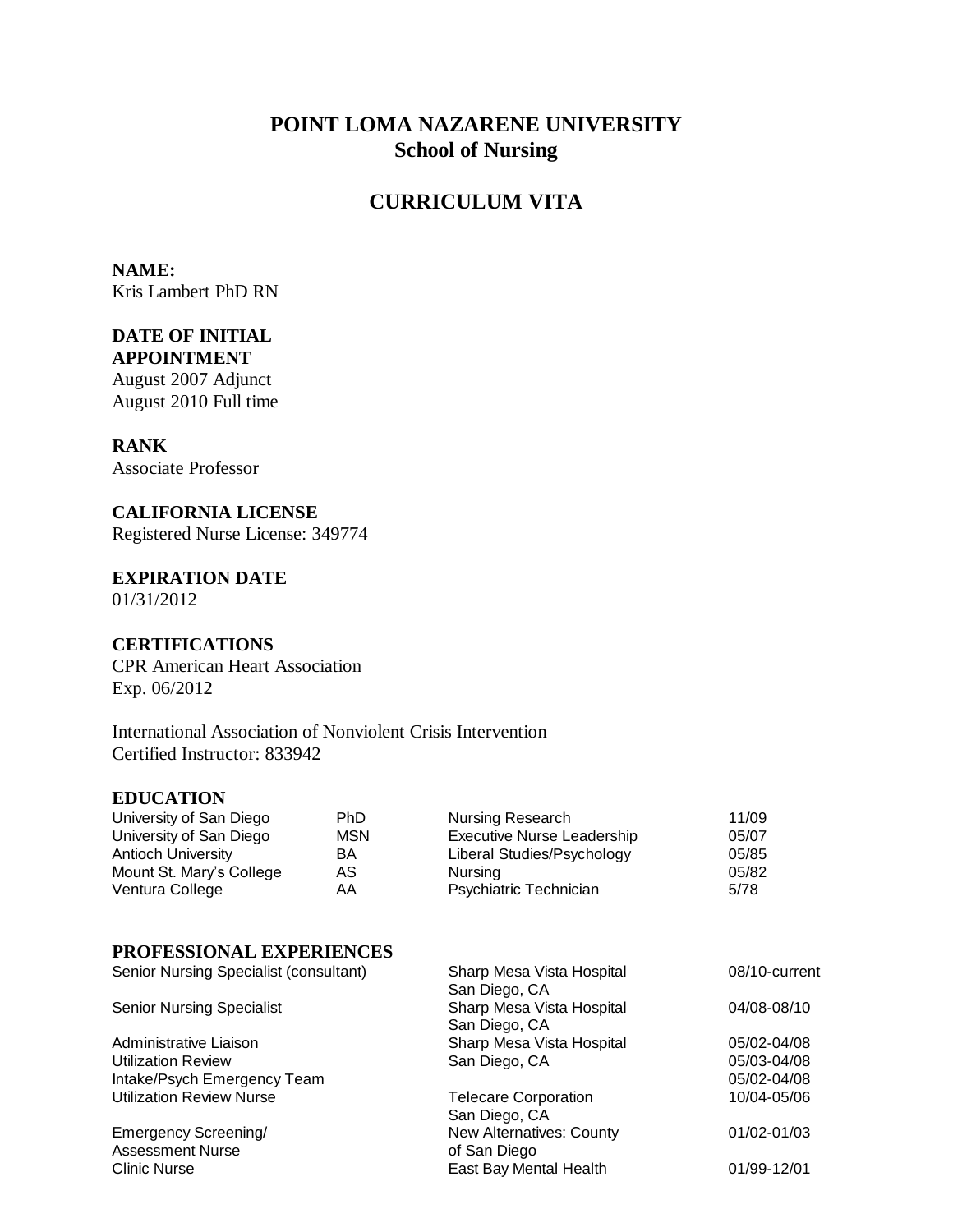# POINT LOMA NAZARENE UNIVERSITY
## School of Nursing

## CURRICULUM VITA

**NAME:**
Kris Lambert PhD RN

**DATE OF INITIAL APPOINTMENT**
August 2007 Adjunct
August 2010 Full time

**RANK**
Associate Professor

**CALIFORNIA LICENSE**
Registered Nurse License: 349774

**EXPIRATION DATE**
01/31/2012

**CERTIFICATIONS**
CPR American Heart Association
Exp. 06/2012

International Association of Nonviolent Crisis Intervention
Certified Instructor: 833942

**EDUCATION**

| | | | |
|---|---|---|---|
| University of San Diego | PhD | Nursing Research | 11/09 |
| University of San Diego | MSN | Executive Nurse Leadership | 05/07 |
| Antioch University | BA | Liberal Studies/Psychology | 05/85 |
| Mount St. Mary's College | AS | Nursing | 05/82 |
| Ventura College | AA | Psychiatric Technician | 5/78 |

**PROFESSIONAL EXPERIENCES**

| | | |
|---|---|---|
| Senior Nursing Specialist (consultant) | Sharp Mesa Vista Hospital San Diego, CA | 08/10-current |
| Senior Nursing Specialist | Sharp Mesa Vista Hospital San Diego, CA | 04/08-08/10 |
| Administrative Liaison | Sharp Mesa Vista Hospital | 05/02-04/08 |
| Utilization Review | San Diego, CA | 05/03-04/08 |
| Intake/Psych Emergency Team | | 05/02-04/08 |
| Utilization Review Nurse | Telecare Corporation San Diego, CA | 10/04-05/06 |
| Emergency Screening/ Assessment Nurse | New Alternatives: County of San Diego | 01/02-01/03 |
| Clinic Nurse | East Bay Mental Health | 01/99-12/01 |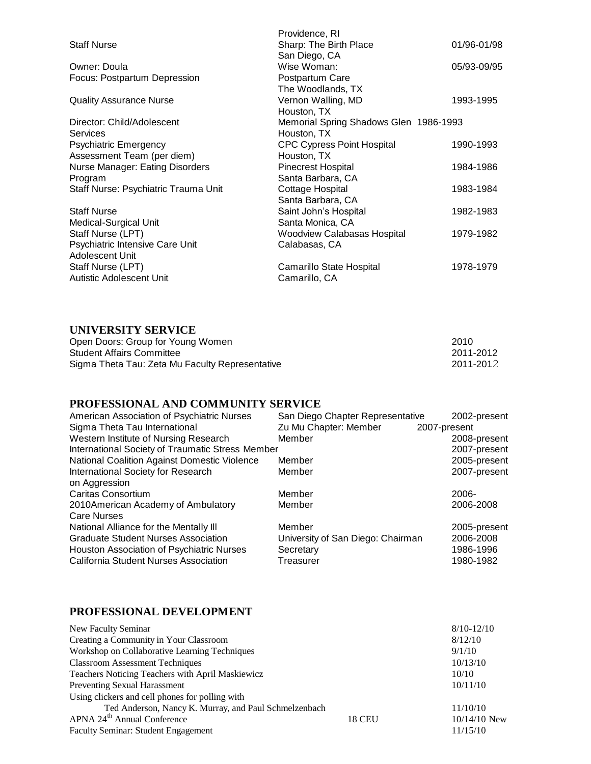| | | |
|---|---|---|
| | Providence, RI | |
| Staff Nurse | Sharp: The Birth Place<br>San Diego, CA | 01/96-01/98 |
| Owner: Doula<br>Focus: Postpartum Depression | Wise Woman:<br>Postpartum Care<br>The Woodlands, TX | 05/93-09/95 |
| Quality Assurance Nurse | Vernon Walling, MD<br>Houston, TX | 1993-1995 |
| Director: Child/Adolescent Services | Memorial Spring Shadows Glen<br>Houston, TX | 1986-1993 |
| Psychiatric Emergency Assessment Team (per diem) | CPC Cypress Point Hospital<br>Houston, TX | 1990-1993 |
| Nurse Manager: Eating Disorders Program | Pinecrest Hospital<br>Santa Barbara, CA | 1984-1986 |
| Staff Nurse: Psychiatric Trauma Unit | Cottage Hospital<br>Santa Barbara, CA | 1983-1984 |
| Staff Nurse<br>Medical-Surgical Unit | Saint John's Hospital<br>Santa Monica, CA | 1982-1983 |
| Staff Nurse (LPT)<br>Psychiatric Intensive Care Unit<br>Adolescent Unit | Woodview Calabasas Hospital<br>Calabasas, CA | 1979-1982 |
| Staff Nurse (LPT)<br>Autistic Adolescent Unit | Camarillo State Hospital<br>Camarillo, CA | 1978-1979 |

## UNIVERSITY SERVICE

| | |
|---|---|
| Open Doors: Group for Young Women | 2010 |
| Student Affairs Committee | 2011-2012 |
| Sigma Theta Tau: Zeta Mu Faculty Representative | 2011-2012 |

## PROFESSIONAL AND COMMUNITY SERVICE

| | | |
|---|---|---|
| American Association of Psychiatric Nurses | San Diego Chapter Representative | 2002-present |
| Sigma Theta Tau International | Zu Mu Chapter: Member | 2007-present |
| Western Institute of Nursing Research | Member | 2008-present |
| International Society of Traumatic Stress | Member | 2007-present |
| National Coalition Against Domestic Violence | Member | 2005-present |
| International Society for Research on Aggression | Member | 2007-present |
| Caritas Consortium | Member | 2006- |
| 2010American Academy of Ambulatory Care Nurses | Member | 2006-2008 |
| National Alliance for the Mentally Ill | Member | 2005-present |
| Graduate Student Nurses Association | University of San Diego: Chairman | 2006-2008 |
| Houston Association of Psychiatric Nurses | Secretary | 1986-1996 |
| California Student Nurses Association | Treasurer | 1980-1982 |

## PROFESSIONAL DEVELOPMENT

| | | |
|---|---|---|
| New Faculty Seminar | | 8/10-12/10 |
| Creating a Community in Your Classroom | | 8/12/10 |
| Workshop on Collaborative Learning Techniques | | 9/1/10 |
| Classroom Assessment Techniques | | 10/13/10 |
| Teachers Noticing Teachers with April Maskiewicz | | 10/10 |
| Preventing Sexual Harassment | | 10/11/10 |
| Using clickers and cell phones for polling with Ted Anderson, Nancy K. Murray, and Paul Schmelzenbach | | 11/10/10 |
| APNA 24th Annual Conference | 18 CEU | 10/14/10 New |
| Faculty Seminar: Student Engagement | | 11/15/10 |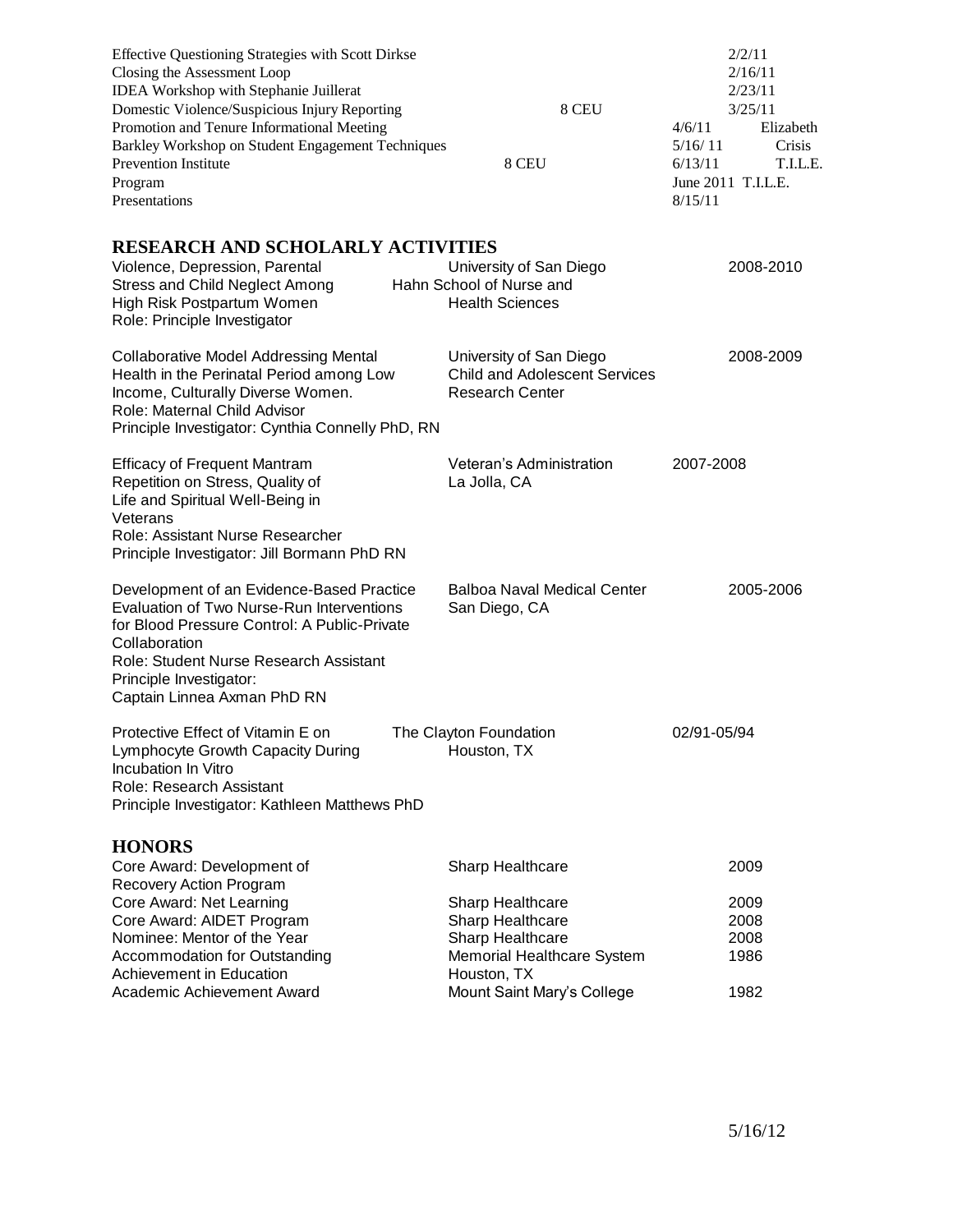| | | |
|---|---|---|
| Effective Questioning Strategies with Scott Dirkse | | 2/2/11 |
| Closing the Assessment Loop | | 2/16/11 |
| IDEA Workshop with Stephanie Juillerat | | 2/23/11 |
| Domestic Violence/Suspicious Injury Reporting | 8 CEU | 3/25/11 |
| Promotion and Tenure Informational Meeting | | 4/6/11 |
| Barkley Workshop on Student Engagement Techniques | | 5/16/ 11 |
| Elizabeth Crisis Prevention Institute | 8 CEU | 6/13/11 |
| T.I.L.E. Program | | June 2011 |
| T.I.L.E. Presentations | | 8/15/11 |

## RESEARCH AND SCHOLARLY ACTIVITIES

| | | |
|---|---|---|
| Violence, Depression, Parental Stress and Child Neglect Among High Risk Postpartum Women<br>Role: Principle Investigator | University of San Diego Hahn School of Nurse and Health Sciences | 2008-2010 |
| Collaborative Model Addressing Mental Health in the Perinatal Period among Low Income, Culturally Diverse Women.<br>Role: Maternal Child Advisor<br>Principle Investigator: Cynthia Connelly PhD, RN | University of San Diego Child and Adolescent Services Research Center | 2008-2009 |
| Efficacy of Frequent Mantram Repetition on Stress, Quality of Life and Spiritual Well-Being in Veterans<br>Role: Assistant Nurse Researcher<br>Principle Investigator: Jill Bormann PhD RN | Veteran's Administration La Jolla, CA | 2007-2008 |
| Development of an Evidence-Based Practice Evaluation of Two Nurse-Run Interventions for Blood Pressure Control: A Public-Private Collaboration<br>Role: Student Nurse Research Assistant<br>Principle Investigator: Captain Linnea Axman PhD RN | Balboa Naval Medical Center San Diego, CA | 2005-2006 |
| Protective Effect of Vitamin E on Lymphocyte Growth Capacity During Incubation In Vitro<br>Role: Research Assistant<br>Principle Investigator: Kathleen Matthews PhD | The Clayton Foundation Houston, TX | 02/91-05/94 |

## HONORS

| | | |
|---|---|---|
| Core Award: Development of Recovery Action Program | Sharp Healthcare | 2009 |
| Core Award: Net Learning | Sharp Healthcare | 2009 |
| Core Award: AIDET Program | Sharp Healthcare | 2008 |
| Nominee: Mentor of the Year | Sharp Healthcare | 2008 |
| Accommodation for Outstanding Achievement in Education | Memorial Healthcare System Houston, TX | 1986 |
| Academic Achievement Award | Mount Saint Mary's College | 1982 |

5/16/12